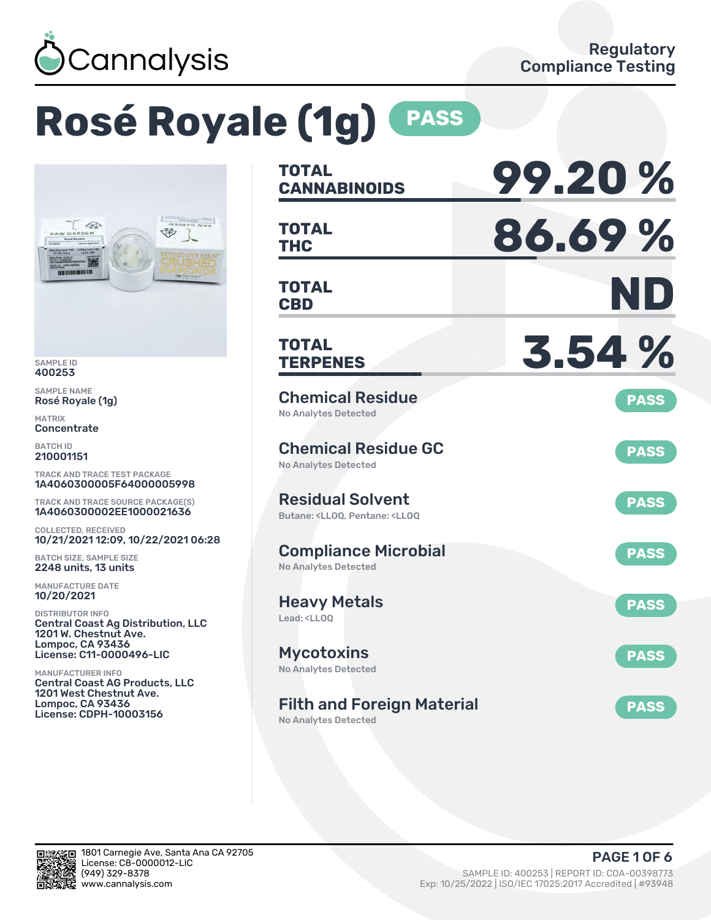Cannalysis

Regulatory Compliance Testing

# Rosé Royale (1g) PASS

SAMPLE ID
400253

SAMPLE NAME
Rosé Royale (1g)

MATRIX
Concentrate

BATCH ID
210001151

TRACK AND TRACE TEST PACKAGE
1A4060300005F64000005998

TRACK AND TRACE SOURCE PACKAGE(S)
1A4060300002EE1000021636

COLLECTED, RECEIVED
10/21/2021 12:09, 10/22/2021 06:28

BATCH SIZE, SAMPLE SIZE
2248 units, 13 units

MANUFACTURE DATE
10/20/2021

DISTRIBUTOR INFO
Central Coast Ag Distribution, LLC
1201 W. Chestnut Ave.
Lompoc, CA 93436
License: C11-0000496-LIC

MANUFACTURER INFO
Central Coast AG Products, LLC
1201 West Chestnut Ave.
Lompoc, CA 93436
License: CDPH-10003156

| | |
|---|---|
| TOTAL CANNABINOIDS | 99.20 % |
| TOTAL THC | 86.69 % |
| TOTAL CBD | ND |
| TOTAL TERPENES | 3.54 % |

| Test | Result |
|---|---|
| Chemical Residue<br>No Analytes Detected | PASS |
| Chemical Residue GC<br>No Analytes Detected | PASS |
| Residual Solvent<br>Butane: <LLOQ, Pentane: <LLOQ | PASS |
| Compliance Microbial<br>No Analytes Detected | PASS |
| Heavy Metals<br>Lead: <LLOQ | PASS |
| Mycotoxins<br>No Analytes Detected | PASS |
| Filth and Foreign Material<br>No Analytes Detected | PASS |

1801 Carnegie Ave, Santa Ana CA 92705
License: C8-0000012-LIC
(949) 329-8378
www.cannalysis.com

SAMPLE ID: 400253 | REPORT ID: COA-00398773
Exp: 10/25/2022 | ISO/IEC 17025:2017 Accredited | #93948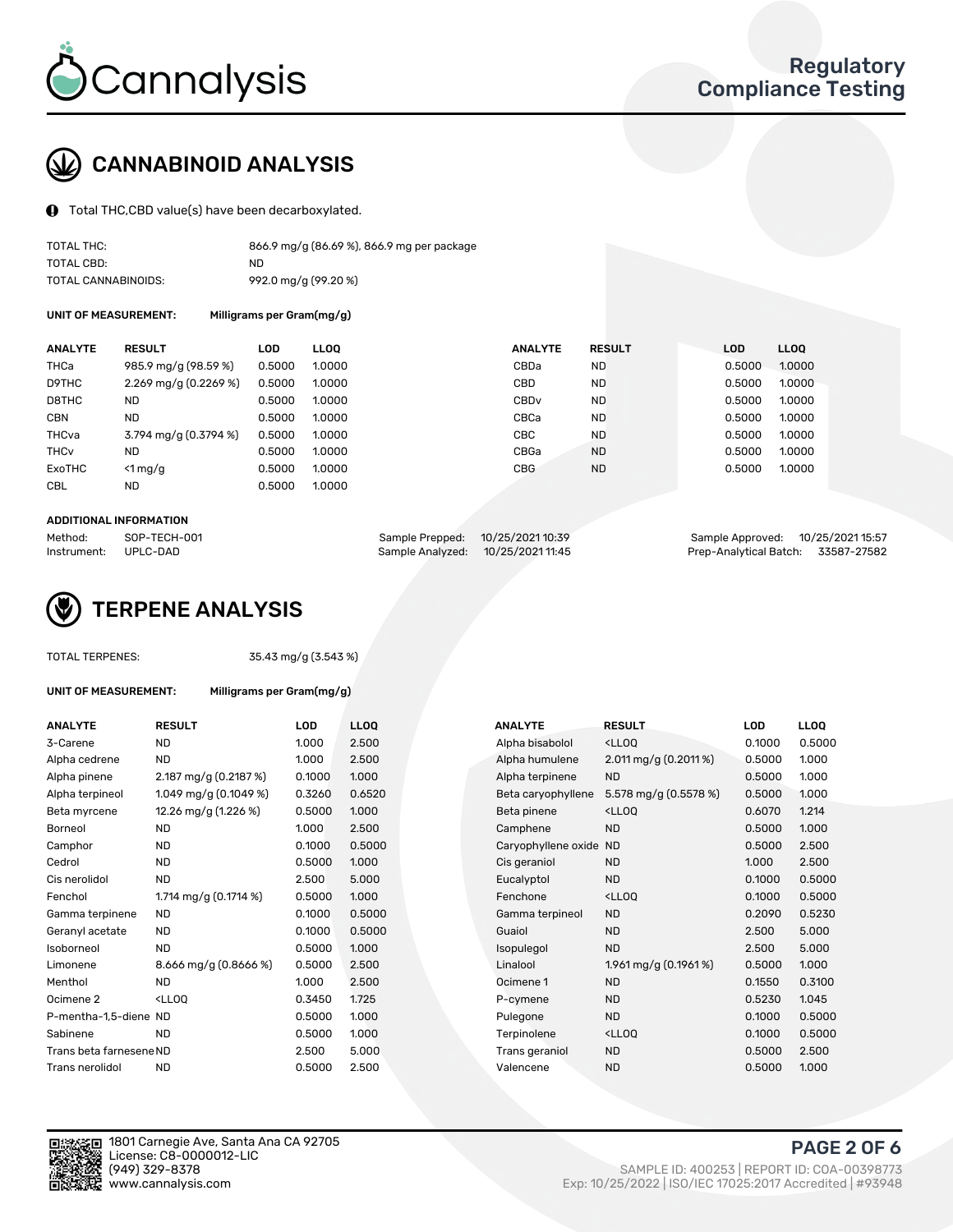# CANNABINOID ANALYSIS

Total THC,CBD value(s) have been decarboxylated.

| | |
|---|---|
| TOTAL THC: | 866.9 mg/g (86.69 %), 866.9 mg per package |
| TOTAL CBD: | ND |
| TOTAL CANNABINOIDS: | 992.0 mg/g (99.20 %) |

**UNIT OF MEASUREMENT:** Milligrams per Gram(mg/g)

| ANALYTE | RESULT | LOD | LLOQ | ANALYTE | RESULT | LOD | LLOQ |
|---|---|---|---|---|---|---|---|
| THCa | 985.9 mg/g (98.59 %) | 0.5000 | 1.0000 | CBDa | ND | 0.5000 | 1.0000 |
| D9THC | 2.269 mg/g (0.2269 %) | 0.5000 | 1.0000 | CBD | ND | 0.5000 | 1.0000 |
| D8THC | ND | 0.5000 | 1.0000 | CBDv | ND | 0.5000 | 1.0000 |
| CBN | ND | 0.5000 | 1.0000 | CBCa | ND | 0.5000 | 1.0000 |
| THCva | 3.794 mg/g (0.3794 %) | 0.5000 | 1.0000 | CBC | ND | 0.5000 | 1.0000 |
| THCv | ND | 0.5000 | 1.0000 | CBGa | ND | 0.5000 | 1.0000 |
| ExoTHC | <1 mg/g | 0.5000 | 1.0000 | CBG | ND | 0.5000 | 1.0000 |
| CBL | ND | 0.5000 | 1.0000 | | | | |

**ADDITIONAL INFORMATION**

| | | | | | |
|---|---|---|---|---|---|
| Method: | SOP-TECH-001 | Sample Prepped: | 10/25/2021 10:39 | Sample Approved: | 10/25/2021 15:57 |
| Instrument: | UPLC-DAD | Sample Analyzed: | 10/25/2021 11:45 | Prep-Analytical Batch: | 33587-27582 |

# TERPENE ANALYSIS

TOTAL TERPENES: 35.43 mg/g (3.543 %)

**UNIT OF MEASUREMENT:** Milligrams per Gram(mg/g)

| ANALYTE | RESULT | LOD | LLOQ | ANALYTE | RESULT | LOD | LLOQ |
|---|---|---|---|---|---|---|---|
| 3-Carene | ND | 1.000 | 2.500 | Alpha bisabolol | <LLOQ | 0.1000 | 0.5000 |
| Alpha cedrene | ND | 1.000 | 2.500 | Alpha humulene | 2.011 mg/g (0.2011 %) | 0.5000 | 1.000 |
| Alpha pinene | 2.187 mg/g (0.2187 %) | 0.1000 | 1.000 | Alpha terpinene | ND | 0.5000 | 1.000 |
| Alpha terpineol | 1.049 mg/g (0.1049 %) | 0.3260 | 0.6520 | Beta caryophyllene | 5.578 mg/g (0.5578 %) | 0.5000 | 1.000 |
| Beta myrcene | 12.26 mg/g (1.226 %) | 0.5000 | 1.000 | Beta pinene | <LLOQ | 0.6070 | 1.214 |
| Borneol | ND | 1.000 | 2.500 | Camphene | ND | 0.5000 | 1.000 |
| Camphor | ND | 0.1000 | 0.5000 | Caryophyllene oxide | ND | 0.5000 | 2.500 |
| Cedrol | ND | 0.5000 | 1.000 | Cis geraniol | ND | 1.000 | 2.500 |
| Cis nerolidol | ND | 2.500 | 5.000 | Eucalyptol | ND | 0.1000 | 0.5000 |
| Fenchol | 1.714 mg/g (0.1714 %) | 0.5000 | 1.000 | Fenchone | <LLOQ | 0.1000 | 0.5000 |
| Gamma terpinene | ND | 0.1000 | 0.5000 | Gamma terpineol | ND | 0.2090 | 0.5230 |
| Geranyl acetate | ND | 0.1000 | 0.5000 | Guaiol | ND | 2.500 | 5.000 |
| Isoborneol | ND | 0.5000 | 1.000 | Isopulegol | ND | 2.500 | 5.000 |
| Limonene | 8.666 mg/g (0.8666 %) | 0.5000 | 2.500 | Linalool | 1.961 mg/g (0.1961 %) | 0.5000 | 1.000 |
| Menthol | ND | 1.000 | 2.500 | Ocimene 1 | ND | 0.1550 | 0.3100 |
| Ocimene 2 | <LLOQ | 0.3450 | 1.725 | P-cymene | ND | 0.5230 | 1.045 |
| P-mentha-1,5-diene | ND | 0.5000 | 1.000 | Pulegone | ND | 0.1000 | 0.5000 |
| Sabinene | ND | 0.5000 | 1.000 | Terpinolene | <LLOQ | 0.1000 | 0.5000 |
| Trans beta farnesene | ND | 2.500 | 5.000 | Trans geraniol | ND | 0.5000 | 2.500 |
| Trans nerolidol | ND | 0.5000 | 2.500 | Valencene | ND | 0.5000 | 1.000 |

1801 Carnegie Ave, Santa Ana CA 92705
License: C8-0000012-LIC
(949) 329-8378
www.cannalysis.com

SAMPLE ID: 400253 | REPORT ID: COA-00398773
Exp: 10/25/2022 | ISO/IEC 17025:2017 Accredited | #93948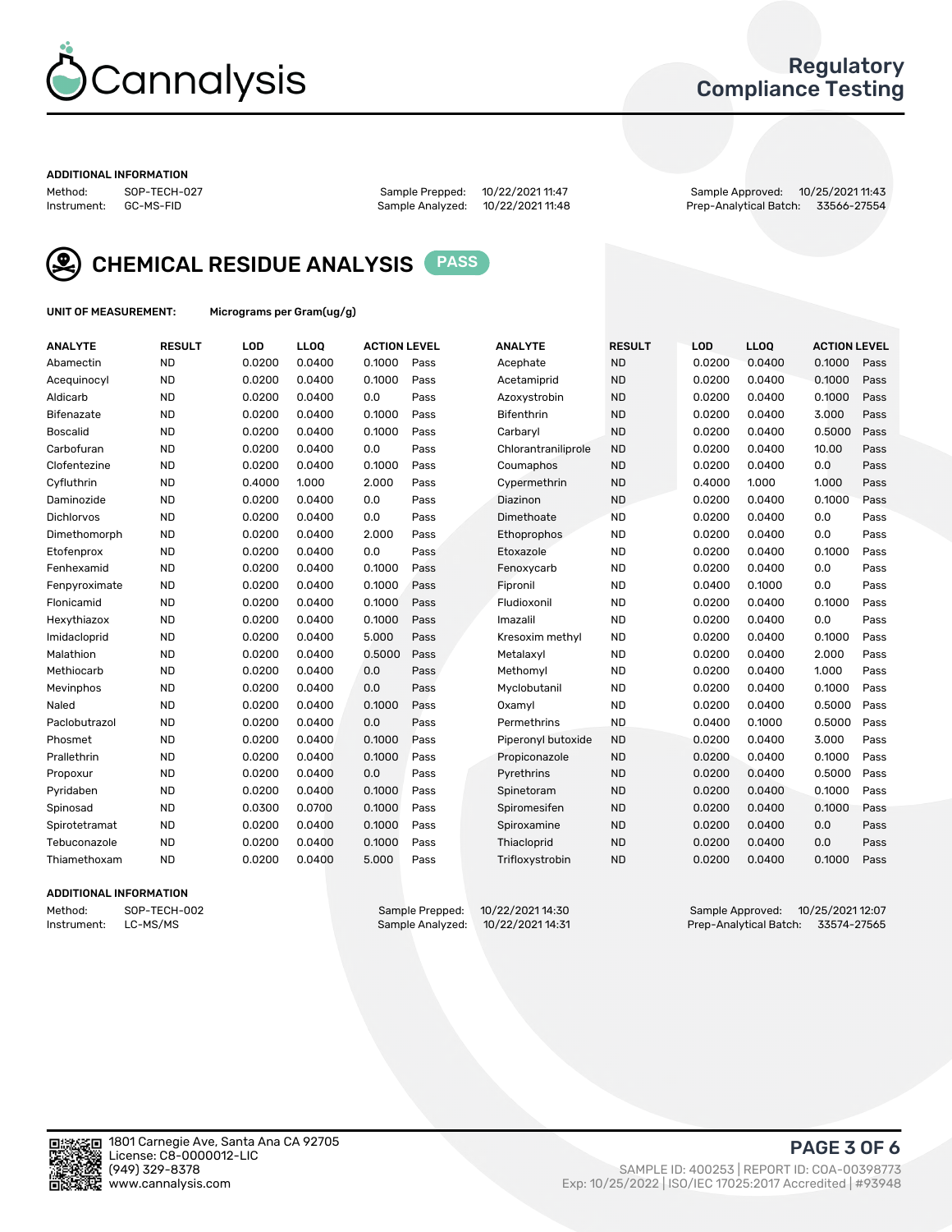Cannalysis

Regulatory Compliance Testing

**ADDITIONAL INFORMATION**

| Method: | SOP-TECH-027 | Sample Prepped: | 10/22/2021 11:47 | Sample Approved: | 10/25/2021 11:43 |
|---|---|---|---|---|---|
| Instrument: | GC-MS-FID | Sample Analyzed: | 10/22/2021 11:48 | Prep-Analytical Batch: | 33566-27554 |

## CHEMICAL RESIDUE ANALYSIS PASS

**UNIT OF MEASUREMENT:** Micrograms per Gram(ug/g)

| ANALYTE | RESULT | LOD | LLOQ | ACTION LEVEL | | ANALYTE | RESULT | LOD | LLOQ | ACTION LEVEL | |
|---|---|---|---|---|---|---|---|---|---|---|---|
| Abamectin | ND | 0.0200 | 0.0400 | 0.1000 | Pass | Acephate | ND | 0.0200 | 0.0400 | 0.1000 | Pass |
| Acequinocyl | ND | 0.0200 | 0.0400 | 0.1000 | Pass | Acetamiprid | ND | 0.0200 | 0.0400 | 0.1000 | Pass |
| Aldicarb | ND | 0.0200 | 0.0400 | 0.0 | Pass | Azoxystrobin | ND | 0.0200 | 0.0400 | 0.1000 | Pass |
| Bifenazate | ND | 0.0200 | 0.0400 | 0.1000 | Pass | Bifenthrin | ND | 0.0200 | 0.0400 | 3.000 | Pass |
| Boscalid | ND | 0.0200 | 0.0400 | 0.1000 | Pass | Carbaryl | ND | 0.0200 | 0.0400 | 0.5000 | Pass |
| Carbofuran | ND | 0.0200 | 0.0400 | 0.0 | Pass | Chlorantraniliprole | ND | 0.0200 | 0.0400 | 10.00 | Pass |
| Clofentezine | ND | 0.0200 | 0.0400 | 0.1000 | Pass | Coumaphos | ND | 0.0200 | 0.0400 | 0.0 | Pass |
| Cyfluthrin | ND | 0.4000 | 1.000 | 2.000 | Pass | Cypermethrin | ND | 0.4000 | 1.000 | 1.000 | Pass |
| Daminozide | ND | 0.0200 | 0.0400 | 0.0 | Pass | Diazinon | ND | 0.0200 | 0.0400 | 0.1000 | Pass |
| Dichlorvos | ND | 0.0200 | 0.0400 | 0.0 | Pass | Dimethoate | ND | 0.0200 | 0.0400 | 0.0 | Pass |
| Dimethomorph | ND | 0.0200 | 0.0400 | 2.000 | Pass | Ethoprophos | ND | 0.0200 | 0.0400 | 0.0 | Pass |
| Etofenprox | ND | 0.0200 | 0.0400 | 0.0 | Pass | Etoxazole | ND | 0.0200 | 0.0400 | 0.1000 | Pass |
| Fenhexamid | ND | 0.0200 | 0.0400 | 0.1000 | Pass | Fenoxycarb | ND | 0.0200 | 0.0400 | 0.0 | Pass |
| Fenpyroximate | ND | 0.0200 | 0.0400 | 0.1000 | Pass | Fipronil | ND | 0.0400 | 0.1000 | 0.0 | Pass |
| Flonicamid | ND | 0.0200 | 0.0400 | 0.1000 | Pass | Fludioxonil | ND | 0.0200 | 0.0400 | 0.1000 | Pass |
| Hexythiazox | ND | 0.0200 | 0.0400 | 0.1000 | Pass | Imazalil | ND | 0.0200 | 0.0400 | 0.0 | Pass |
| Imidacloprid | ND | 0.0200 | 0.0400 | 5.000 | Pass | Kresoxim methyl | ND | 0.0200 | 0.0400 | 0.1000 | Pass |
| Malathion | ND | 0.0200 | 0.0400 | 0.5000 | Pass | Metalaxyl | ND | 0.0200 | 0.0400 | 2.000 | Pass |
| Methiocarb | ND | 0.0200 | 0.0400 | 0.0 | Pass | Methomyl | ND | 0.0200 | 0.0400 | 1.000 | Pass |
| Mevinphos | ND | 0.0200 | 0.0400 | 0.0 | Pass | Myclobutanil | ND | 0.0200 | 0.0400 | 0.1000 | Pass |
| Naled | ND | 0.0200 | 0.0400 | 0.1000 | Pass | Oxamyl | ND | 0.0200 | 0.0400 | 0.5000 | Pass |
| Paclobutrazol | ND | 0.0200 | 0.0400 | 0.0 | Pass | Permethrins | ND | 0.0400 | 0.1000 | 0.5000 | Pass |
| Phosmet | ND | 0.0200 | 0.0400 | 0.1000 | Pass | Piperonyl butoxide | ND | 0.0200 | 0.0400 | 3.000 | Pass |
| Prallethrin | ND | 0.0200 | 0.0400 | 0.1000 | Pass | Propiconazole | ND | 0.0200 | 0.0400 | 0.1000 | Pass |
| Propoxur | ND | 0.0200 | 0.0400 | 0.0 | Pass | Pyrethrins | ND | 0.0200 | 0.0400 | 0.5000 | Pass |
| Pyridaben | ND | 0.0200 | 0.0400 | 0.1000 | Pass | Spinetoram | ND | 0.0200 | 0.0400 | 0.1000 | Pass |
| Spinosad | ND | 0.0300 | 0.0700 | 0.1000 | Pass | Spiromesifen | ND | 0.0200 | 0.0400 | 0.1000 | Pass |
| Spirotetramat | ND | 0.0200 | 0.0400 | 0.1000 | Pass | Spiroxamine | ND | 0.0200 | 0.0400 | 0.0 | Pass |
| Tebuconazole | ND | 0.0200 | 0.0400 | 0.1000 | Pass | Thiacloprid | ND | 0.0200 | 0.0400 | 0.0 | Pass |
| Thiamethoxam | ND | 0.0200 | 0.0400 | 5.000 | Pass | Trifloxystrobin | ND | 0.0200 | 0.0400 | 0.1000 | Pass |

**ADDITIONAL INFORMATION**

| Method: | SOP-TECH-002 | Sample Prepped: | 10/22/2021 14:30 | Sample Approved: | 10/25/2021 12:07 |
|---|---|---|---|---|---|
| Instrument: | LC-MS/MS | Sample Analyzed: | 10/22/2021 14:31 | Prep-Analytical Batch: | 33574-27565 |

1801 Carnegie Ave, Santa Ana CA 92705
License: C8-0000012-LIC
(949) 329-8378
www.cannalysis.com

SAMPLE ID: 400253 | REPORT ID: COA-00398773
Exp: 10/25/2022 | ISO/IEC 17025:2017 Accredited | #93948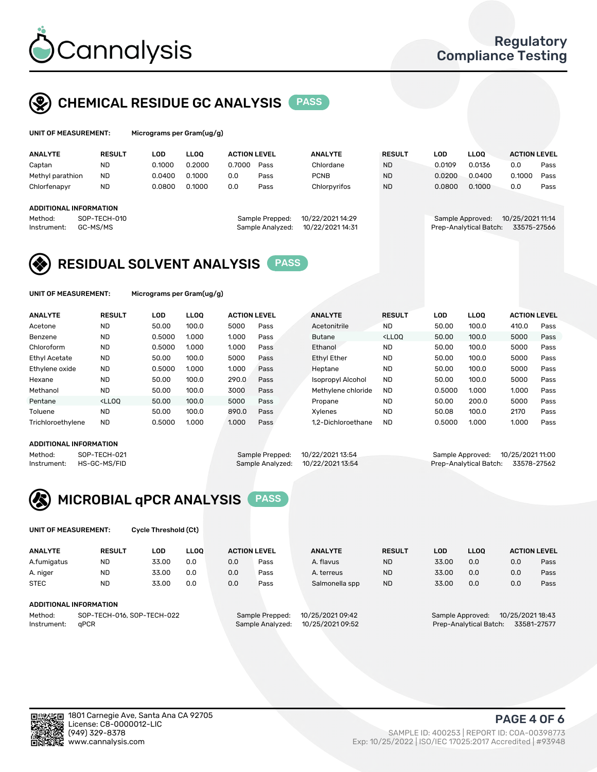# Cannalysis

Regulatory Compliance Testing

## CHEMICAL RESIDUE GC ANALYSIS PASS

**UNIT OF MEASUREMENT:** Micrograms per Gram(ug/g)

| ANALYTE | RESULT | LOD | LLOQ | ACTION LEVEL | | ANALYTE | RESULT | LOD | LLOQ | ACTION LEVEL | |
|---|---|---|---|---|---|---|---|---|---|---|---|
| Captan | ND | 0.1000 | 0.2000 | 0.7000 | Pass | Chlordane | ND | 0.0109 | 0.0136 | 0.0 | Pass |
| Methyl parathion | ND | 0.0400 | 0.1000 | 0.0 | Pass | PCNB | ND | 0.0200 | 0.0400 | 0.1000 | Pass |
| Chlorfenapyr | ND | 0.0800 | 0.1000 | 0.0 | Pass | Chlorpyrifos | ND | 0.0800 | 0.1000 | 0.0 | Pass |

**ADDITIONAL INFORMATION**

Method: SOP-TECH-010
Instrument: GC-MS/MS
Sample Prepped: 10/22/2021 14:29
Sample Analyzed: 10/22/2021 14:31
Sample Approved: 10/25/2021 11:14
Prep-Analytical Batch: 33575-27566

## RESIDUAL SOLVENT ANALYSIS PASS

**UNIT OF MEASUREMENT:** Micrograms per Gram(ug/g)

| ANALYTE | RESULT | LOD | LLOQ | ACTION LEVEL | | ANALYTE | RESULT | LOD | LLOQ | ACTION LEVEL | |
|---|---|---|---|---|---|---|---|---|---|---|---|
| Acetone | ND | 50.00 | 100.0 | 5000 | Pass | Acetonitrile | ND | 50.00 | 100.0 | 410.0 | Pass |
| Benzene | ND | 0.5000 | 1.000 | 1.000 | Pass | Butane | <LLOQ | 50.00 | 100.0 | 5000 | Pass |
| Chloroform | ND | 0.5000 | 1.000 | 1.000 | Pass | Ethanol | ND | 50.00 | 100.0 | 5000 | Pass |
| Ethyl Acetate | ND | 50.00 | 100.0 | 5000 | Pass | Ethyl Ether | ND | 50.00 | 100.0 | 5000 | Pass |
| Ethylene oxide | ND | 0.5000 | 1.000 | 1.000 | Pass | Heptane | ND | 50.00 | 100.0 | 5000 | Pass |
| Hexane | ND | 50.00 | 100.0 | 290.0 | Pass | Isopropyl Alcohol | ND | 50.00 | 100.0 | 5000 | Pass |
| Methanol | ND | 50.00 | 100.0 | 3000 | Pass | Methylene chloride | ND | 0.5000 | 1.000 | 1.000 | Pass |
| Pentane | <LLOQ | 50.00 | 100.0 | 5000 | Pass | Propane | ND | 50.00 | 200.0 | 5000 | Pass |
| Toluene | ND | 50.00 | 100.0 | 890.0 | Pass | Xylenes | ND | 50.08 | 100.0 | 2170 | Pass |
| Trichloroethylene | ND | 0.5000 | 1.000 | 1.000 | Pass | 1,2-Dichloroethane | ND | 0.5000 | 1.000 | 1.000 | Pass |

**ADDITIONAL INFORMATION**

Method: SOP-TECH-021
Instrument: HS-GC-MS/FID
Sample Prepped: 10/22/2021 13:54
Sample Analyzed: 10/22/2021 13:54
Sample Approved: 10/25/2021 11:00
Prep-Analytical Batch: 33578-27562

## MICROBIAL qPCR ANALYSIS PASS

**UNIT OF MEASUREMENT:** Cycle Threshold (Ct)

| ANALYTE | RESULT | LOD | LLOQ | ACTION LEVEL | | ANALYTE | RESULT | LOD | LLOQ | ACTION LEVEL | |
|---|---|---|---|---|---|---|---|---|---|---|---|
| A.fumigatus | ND | 33.00 | 0.0 | 0.0 | Pass | A. flavus | ND | 33.00 | 0.0 | 0.0 | Pass |
| A. niger | ND | 33.00 | 0.0 | 0.0 | Pass | A. terreus | ND | 33.00 | 0.0 | 0.0 | Pass |
| STEC | ND | 33.00 | 0.0 | 0.0 | Pass | Salmonella spp | ND | 33.00 | 0.0 | 0.0 | Pass |

**ADDITIONAL INFORMATION**

Method: SOP-TECH-016, SOP-TECH-022
Instrument: qPCR
Sample Prepped: 10/25/2021 09:42
Sample Analyzed: 10/25/2021 09:52
Sample Approved: 10/25/2021 18:43
Prep-Analytical Batch: 33581-27577

1801 Carnegie Ave, Santa Ana CA 92705
License: C8-0000012-LIC
(949) 329-8378
www.cannalysis.com

SAMPLE ID: 400253 | REPORT ID: COA-00398773
Exp: 10/25/2022 | ISO/IEC 17025:2017 Accredited | #93948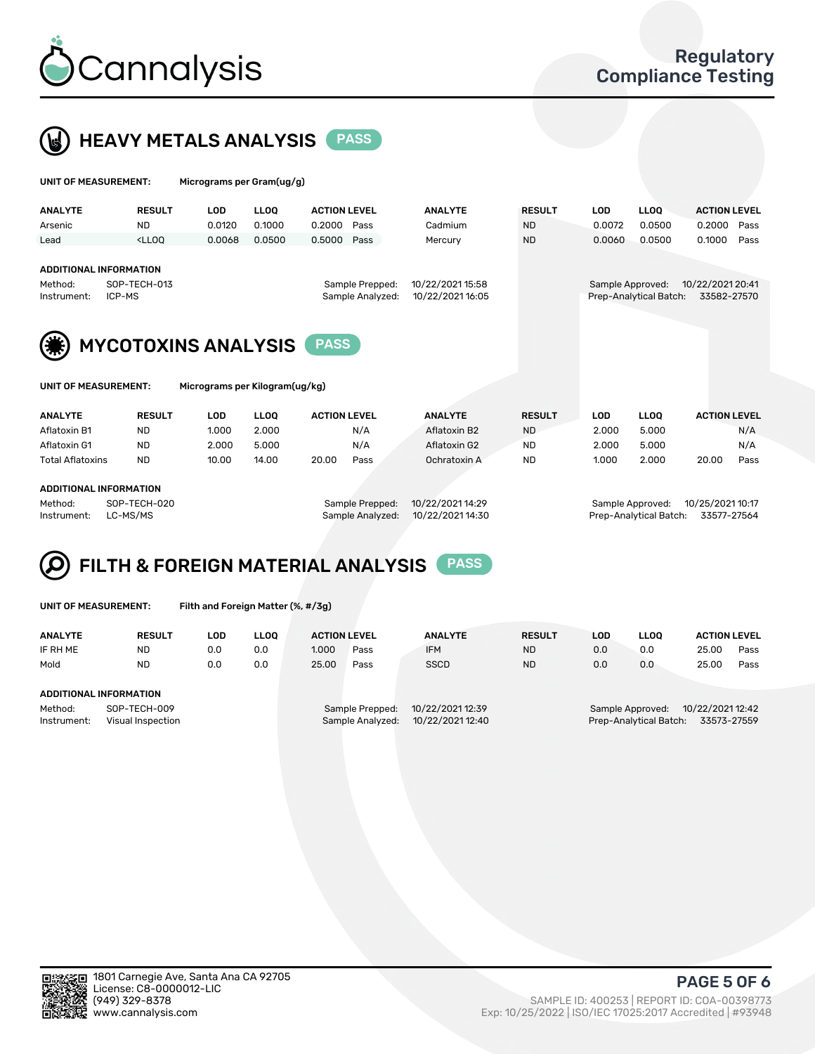# Cannalysis

## Regulatory Compliance Testing

## HEAVY METALS ANALYSIS PASS

**UNIT OF MEASUREMENT:** Micrograms per Gram(ug/g)

| ANALYTE | RESULT | LOD | LLOQ | ACTION LEVEL | | ANALYTE | RESULT | LOD | LLOQ | ACTION LEVEL | |
|---|---|---|---|---|---|---|---|---|---|---|---|
| Arsenic | ND | 0.0120 | 0.1000 | 0.2000 | Pass | Cadmium | ND | 0.0072 | 0.0500 | 0.2000 | Pass |
| Lead | <LLOQ | 0.0068 | 0.0500 | 0.5000 | Pass | Mercury | ND | 0.0060 | 0.0500 | 0.1000 | Pass |

**ADDITIONAL INFORMATION**

Method: SOP-TECH-013
Instrument: ICP-MS
Sample Prepped: 10/22/2021 15:58
Sample Analyzed: 10/22/2021 16:05
Sample Approved: 10/22/2021 20:41
Prep-Analytical Batch: 33582-27570

## MYCOTOXINS ANALYSIS PASS

**UNIT OF MEASUREMENT:** Micrograms per Kilogram(ug/kg)

| ANALYTE | RESULT | LOD | LLOQ | ACTION LEVEL | | ANALYTE | RESULT | LOD | LLOQ | ACTION LEVEL | |
|---|---|---|---|---|---|---|---|---|---|---|---|
| Aflatoxin B1 | ND | 1.000 | 2.000 | | N/A | Aflatoxin B2 | ND | 2.000 | 5.000 | | N/A |
| Aflatoxin G1 | ND | 2.000 | 5.000 | | N/A | Aflatoxin G2 | ND | 2.000 | 5.000 | | N/A |
| Total Aflatoxins | ND | 10.00 | 14.00 | 20.00 | Pass | Ochratoxin A | ND | 1.000 | 2.000 | 20.00 | Pass |

**ADDITIONAL INFORMATION**

Method: SOP-TECH-020
Instrument: LC-MS/MS
Sample Prepped: 10/22/2021 14:29
Sample Analyzed: 10/22/2021 14:30
Sample Approved: 10/25/2021 10:17
Prep-Analytical Batch: 33577-27564

## FILTH & FOREIGN MATERIAL ANALYSIS PASS

**UNIT OF MEASUREMENT:** Filth and Foreign Matter (%, #/3g)

| ANALYTE | RESULT | LOD | LLOQ | ACTION LEVEL | | ANALYTE | RESULT | LOD | LLOQ | ACTION LEVEL | |
|---|---|---|---|---|---|---|---|---|---|---|---|
| IF RH ME | ND | 0.0 | 0.0 | 1.000 | Pass | IFM | ND | 0.0 | 0.0 | 25.00 | Pass |
| Mold | ND | 0.0 | 0.0 | 25.00 | Pass | SSCD | ND | 0.0 | 0.0 | 25.00 | Pass |

**ADDITIONAL INFORMATION**

Method: SOP-TECH-009
Instrument: Visual Inspection
Sample Prepped: 10/22/2021 12:39
Sample Analyzed: 10/22/2021 12:40
Sample Approved: 10/22/2021 12:42
Prep-Analytical Batch: 33573-27559

1801 Carnegie Ave, Santa Ana CA 92705
License: C8-0000012-LIC
(949) 329-8378
www.cannalysis.com

SAMPLE ID: 400253 | REPORT ID: COA-00398773
Exp: 10/25/2022 | ISO/IEC 17025:2017 Accredited | #93948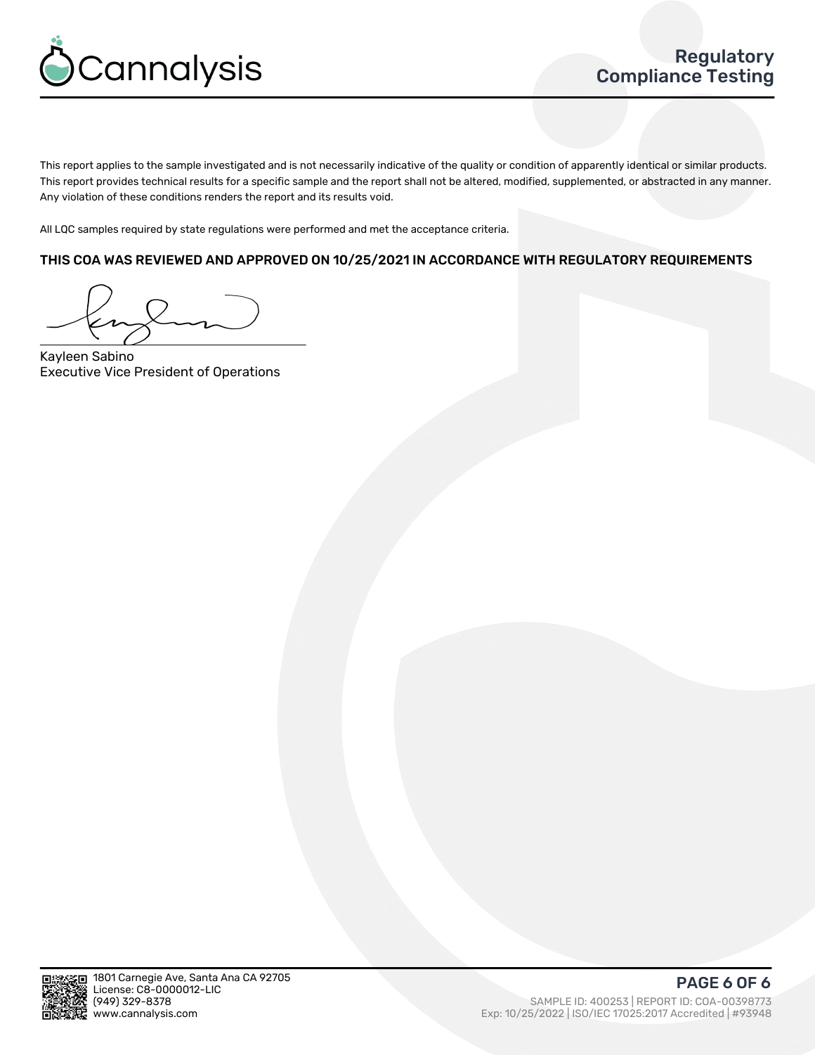This report applies to the sample investigated and is not necessarily indicative of the quality or condition of apparently identical or similar products. This report provides technical results for a specific sample and the report shall not be altered, modified, supplemented, or abstracted in any manner. Any violation of these conditions renders the report and its results void.

All LQC samples required by state regulations were performed and met the acceptance criteria.

**THIS COA WAS REVIEWED AND APPROVED ON 10/25/2021 IN ACCORDANCE WITH REGULATORY REQUIREMENTS**

Kayleen Sabino
Executive Vice President of Operations